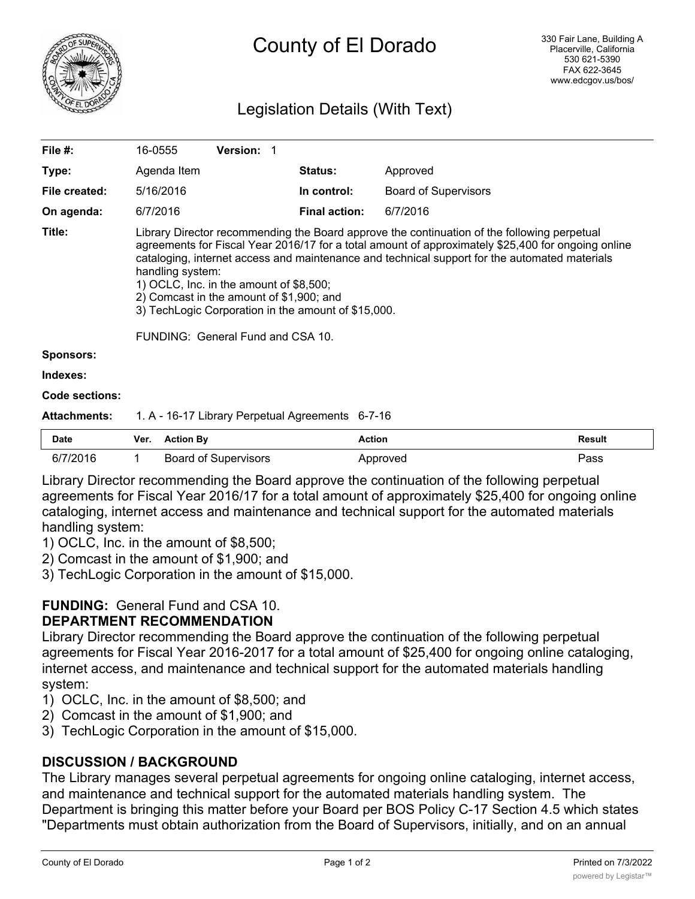# County of El Dorado

330 Fair Lane, Building A
Placerville, California
530 621-5390
FAX 622-3645
www.edcgov.us/bos/

## Legislation Details (With Text)

| | | | | |
|---|---|---|---|---|
| **File #:** | 16-0555 | **Version:** 1 | | |
| **Type:** | Agenda Item | | **Status:** | Approved |
| **File created:** | 5/16/2016 | | **In control:** | Board of Supervisors |
| **On agenda:** | 6/7/2016 | | **Final action:** | 6/7/2016 |

**Title:** Library Director recommending the Board approve the continuation of the following perpetual agreements for Fiscal Year 2016/17 for a total amount of approximately $25,400 for ongoing online cataloging, internet access and maintenance and technical support for the automated materials handling system:
1) OCLC, Inc. in the amount of $8,500;
2) Comcast in the amount of $1,900; and
3) TechLogic Corporation in the amount of $15,000.

FUNDING: General Fund and CSA 10.

**Sponsors:**

**Indexes:**

**Code sections:**

**Attachments:** 1. A - 16-17 Library Perpetual Agreements 6-7-16

| Date | Ver. | Action By | Action | Result |
|---|---|---|---|---|
| 6/7/2016 | 1 | Board of Supervisors | Approved | Pass |

Library Director recommending the Board approve the continuation of the following perpetual agreements for Fiscal Year 2016/17 for a total amount of approximately $25,400 for ongoing online cataloging, internet access and maintenance and technical support for the automated materials handling system:
1) OCLC, Inc. in the amount of $8,500;
2) Comcast in the amount of $1,900; and
3) TechLogic Corporation in the amount of $15,000.

**FUNDING:** General Fund and CSA 10.

**DEPARTMENT RECOMMENDATION**

Library Director recommending the Board approve the continuation of the following perpetual agreements for Fiscal Year 2016-2017 for a total amount of $25,400 for ongoing online cataloging, internet access, and maintenance and technical support for the automated materials handling system:
1) OCLC, Inc. in the amount of $8,500; and
2) Comcast in the amount of $1,900; and
3) TechLogic Corporation in the amount of $15,000.

**DISCUSSION / BACKGROUND**

The Library manages several perpetual agreements for ongoing online cataloging, internet access, and maintenance and technical support for the automated materials handling system. The Department is bringing this matter before your Board per BOS Policy C-17 Section 4.5 which states "Departments must obtain authorization from the Board of Supervisors, initially, and on an annual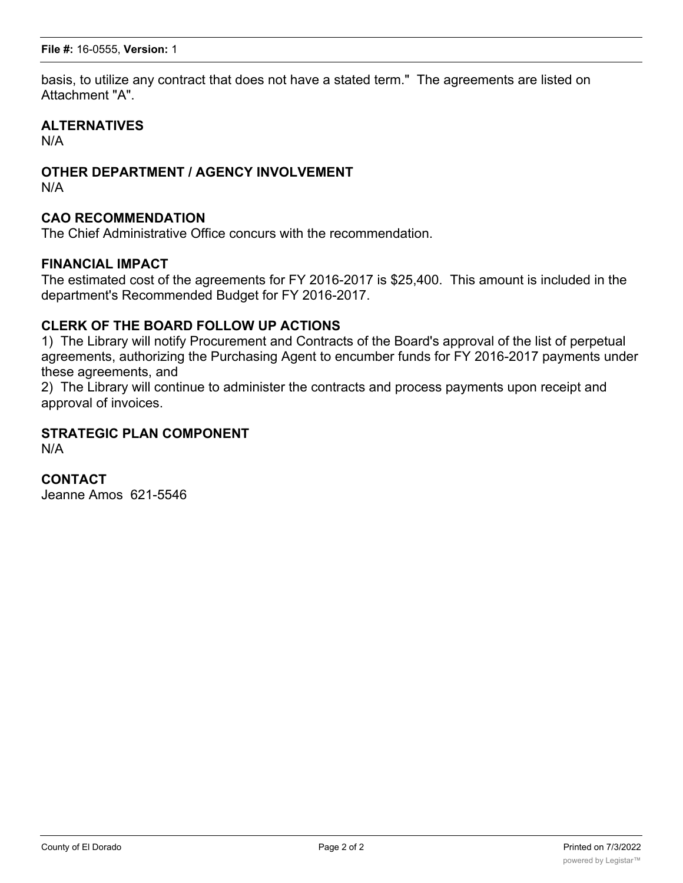basis, to utilize any contract that does not have a stated term." The agreements are listed on Attachment "A".

## ALTERNATIVES

N/A

## OTHER DEPARTMENT / AGENCY INVOLVEMENT

N/A

## CAO RECOMMENDATION

The Chief Administrative Office concurs with the recommendation.

## FINANCIAL IMPACT

The estimated cost of the agreements for FY 2016-2017 is $25,400. This amount is included in the department's Recommended Budget for FY 2016-2017.

## CLERK OF THE BOARD FOLLOW UP ACTIONS

1) The Library will notify Procurement and Contracts of the Board's approval of the list of perpetual agreements, authorizing the Purchasing Agent to encumber funds for FY 2016-2017 payments under these agreements, and

2) The Library will continue to administer the contracts and process payments upon receipt and approval of invoices.

## STRATEGIC PLAN COMPONENT

N/A

## CONTACT

Jeanne Amos 621-5546